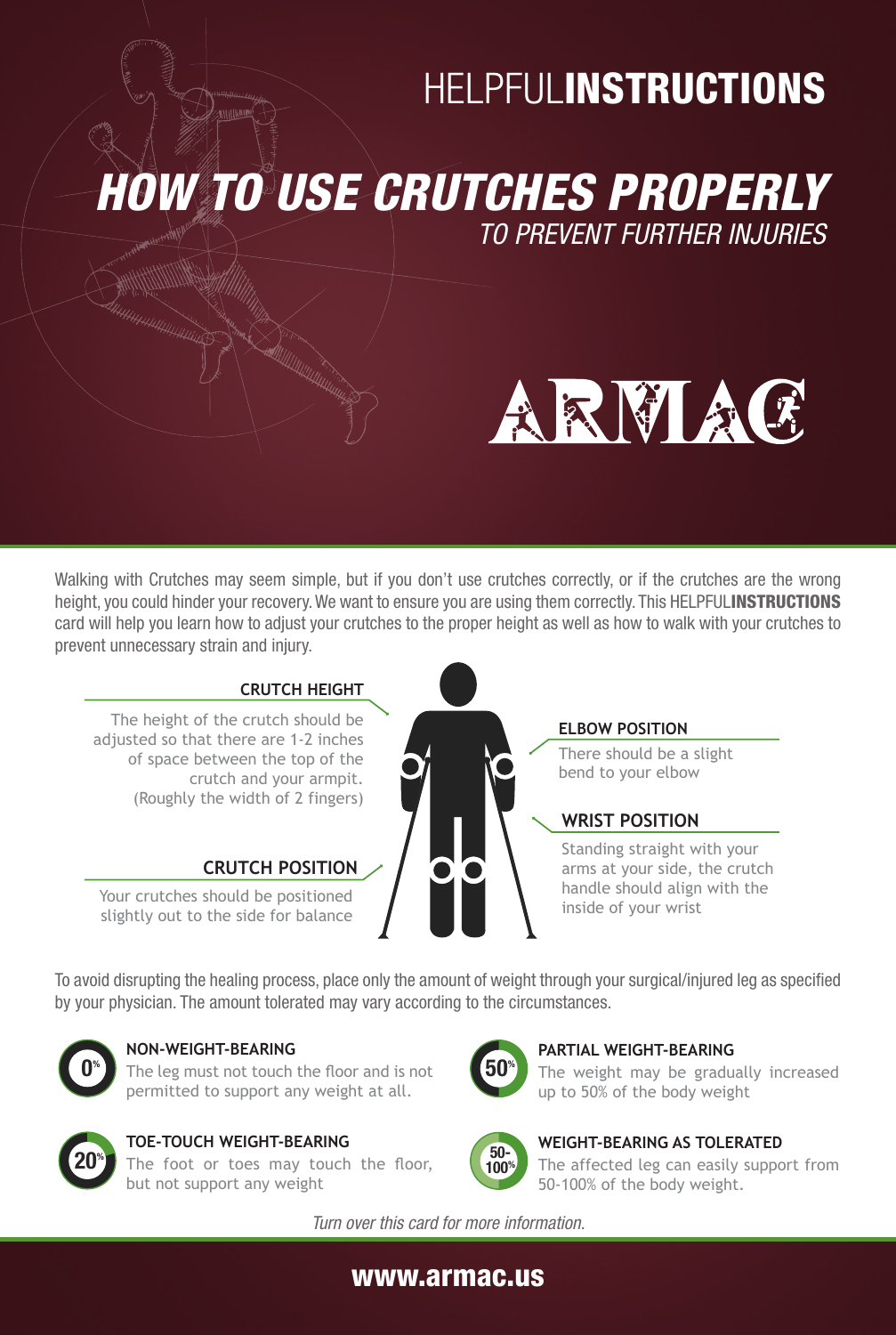# HELPFUL**INSTRUCTIONS**

## *HOW TO USE CRUTCHES PROPERLY*

*TO PREVENT FURTHER INJURIES*

ARMAC

Walking with Crutches may seem simple, but if you don't use crutches correctly, or if the crutches are the wrong height, you could hinder your recovery. We want to ensure you are using them correctly. This HELPFUL**INSTRUCTIONS** card will help you learn how to adjust your crutches to the proper height as well as how to walk with your crutches to prevent unnecessary strain and injury.

### CRUTCH HEIGHT

The height of the crutch should be adjusted so that there are 1-2 inches of space between the top of the crutch and your armpit. (Roughly the width of 2 fingers)

### CRUTCH POSITION

Your crutches should be positioned slightly out to the side for balance

### ELBOW POSITION

There should be a slight bend to your elbow

### WRIST POSITION

Standing straight with your arms at your side, the crutch handle should align with the inside of your wrist

To avoid disrupting the healing process, place only the amount of weight through your surgical/injured leg as specified by your physician. The amount tolerated may vary according to the circumstances.

### NON-WEIGHT-BEARING (0%)

The leg must not touch the floor and is not permitted to support any weight at all.

### TOE-TOUCH WEIGHT-BEARING (20%)

The foot or toes may touch the floor, but not support any weight

### PARTIAL WEIGHT-BEARING (50%)

The weight may be gradually increased up to 50% of the body weight

### WEIGHT-BEARING AS TOLERATED (50-100%)

The affected leg can easily support from 50-100% of the body weight.

*Turn over this card for more information.*

**www.armac.us**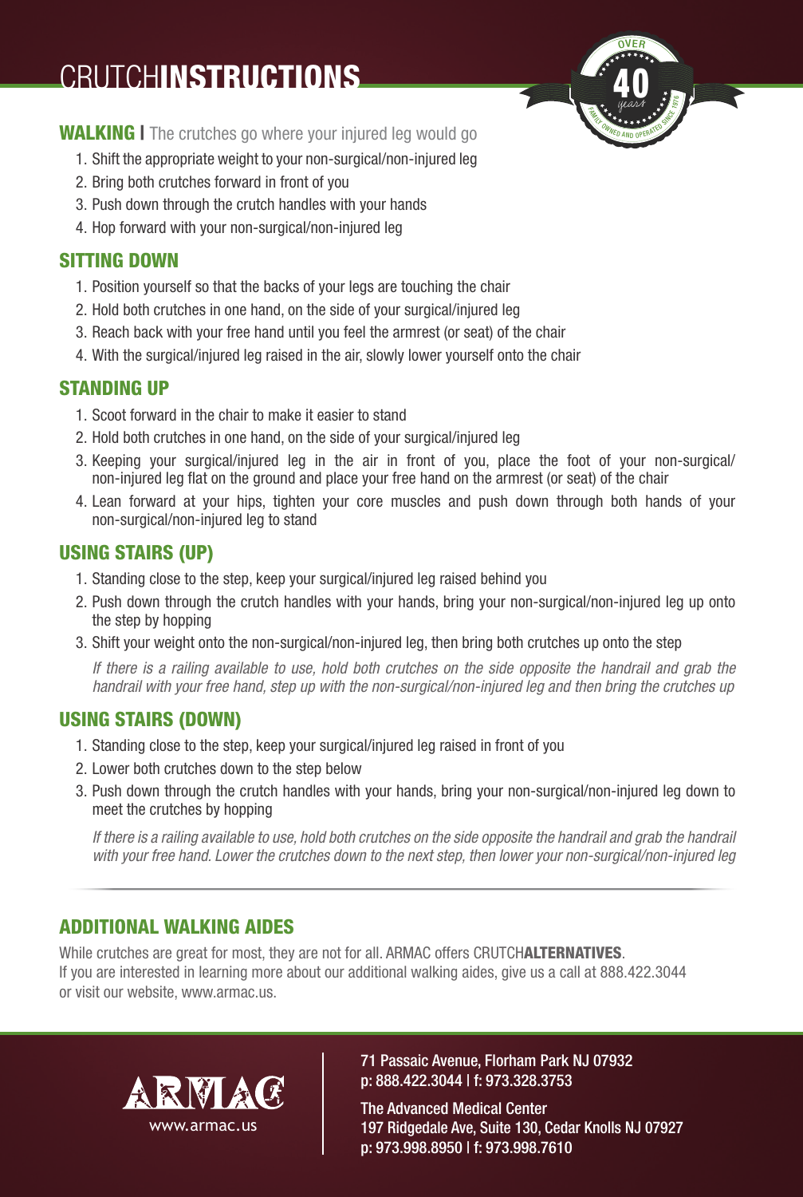# CRUTCH**INSTRUCTIONS**

OVER 40 years

FAMILY OWNED AND OPERATED SINCE 1976

## WALKING | The crutches go where your injured leg would go

1. Shift the appropriate weight to your non-surgical/non-injured leg
2. Bring both crutches forward in front of you
3. Push down through the crutch handles with your hands
4. Hop forward with your non-surgical/non-injured leg

## SITTING DOWN

1. Position yourself so that the backs of your legs are touching the chair
2. Hold both crutches in one hand, on the side of your surgical/injured leg
3. Reach back with your free hand until you feel the armrest (or seat) of the chair
4. With the surgical/injured leg raised in the air, slowly lower yourself onto the chair

## STANDING UP

1. Scoot forward in the chair to make it easier to stand
2. Hold both crutches in one hand, on the side of your surgical/injured leg
3. Keeping your surgical/injured leg in the air in front of you, place the foot of your non-surgical/non-injured leg flat on the ground and place your free hand on the armrest (or seat) of the chair
4. Lean forward at your hips, tighten your core muscles and push down through both hands of your non-surgical/non-injured leg to stand

## USING STAIRS (UP)

1. Standing close to the step, keep your surgical/injured leg raised behind you
2. Push down through the crutch handles with your hands, bring your non-surgical/non-injured leg up onto the step by hopping
3. Shift your weight onto the non-surgical/non-injured leg, then bring both crutches up onto the step

*If there is a railing available to use, hold both crutches on the side opposite the handrail and grab the handrail with your free hand, step up with the non-surgical/non-injured leg and then bring the crutches up*

## USING STAIRS (DOWN)

1. Standing close to the step, keep your surgical/injured leg raised in front of you
2. Lower both crutches down to the step below
3. Push down through the crutch handles with your hands, bring your non-surgical/non-injured leg down to meet the crutches by hopping

*If there is a railing available to use, hold both crutches on the side opposite the handrail and grab the handrail with your free hand. Lower the crutches down to the next step, then lower your non-surgical/non-injured leg*

---

## ADDITIONAL WALKING AIDES

While crutches are great for most, they are not for all. ARMAC offers CRUTCH**ALTERNATIVES**.
If you are interested in learning more about our additional walking aides, give us a call at 888.422.3044 or visit our website, www.armac.us.

ARMAC
www.armac.us

71 Passaic Avenue, Florham Park NJ 07932
p: 888.422.3044 | f: 973.328.3753

The Advanced Medical Center
197 Ridgedale Ave, Suite 130, Cedar Knolls NJ 07927
p: 973.998.8950 | f: 973.998.7610